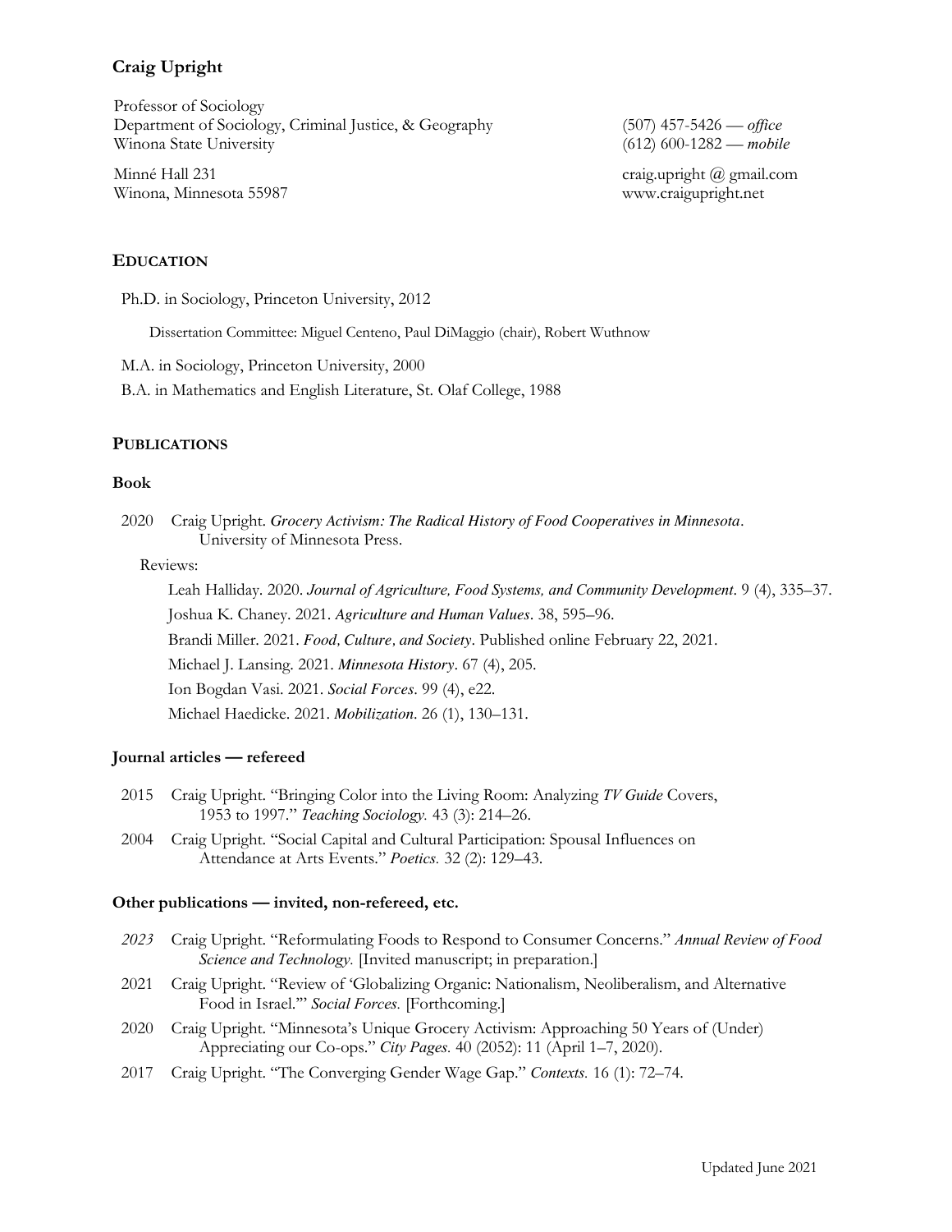# Craig Upright

Professor of Sociology
Department of Sociology, Criminal Justice, & Geography
Winona State University

Minné Hall 231
Winona, Minnesota 55987

(507) 457-5426 — *office*
(612) 600-1282 — *mobile*

craig.upright @ gmail.com
www.craigupright.net

## EDUCATION

Ph.D. in Sociology, Princeton University, 2012

Dissertation Committee: Miguel Centeno, Paul DiMaggio (chair), Robert Wuthnow

M.A. in Sociology, Princeton University, 2000

B.A. in Mathematics and English Literature, St. Olaf College, 1988

## PUBLICATIONS

### Book

2020 Craig Upright. *Grocery Activism: The Radical History of Food Cooperatives in Minnesota*. University of Minnesota Press.

Reviews:

Leah Halliday. 2020. *Journal of Agriculture, Food Systems, and Community Development*. 9 (4), 335–37.

Joshua K. Chaney. 2021. *Agriculture and Human Values*. 38, 595–96.

Brandi Miller. 2021. *Food, Culture, and Society*. Published online February 22, 2021.

Michael J. Lansing. 2021. *Minnesota History*. 67 (4), 205.

Ion Bogdan Vasi. 2021. *Social Forces*. 99 (4), e22.

Michael Haedicke. 2021. *Mobilization*. 26 (1), 130–131.

### Journal articles — refereed

2015 Craig Upright. "Bringing Color into the Living Room: Analyzing *TV Guide* Covers, 1953 to 1997." *Teaching Sociology.* 43 (3): 214–26.

2004 Craig Upright. "Social Capital and Cultural Participation: Spousal Influences on Attendance at Arts Events." *Poetics.* 32 (2): 129–43.

### Other publications — invited, non-refereed, etc.

*2023* Craig Upright. "Reformulating Foods to Respond to Consumer Concerns." *Annual Review of Food Science and Technology.* [Invited manuscript; in preparation.]

2021 Craig Upright. "Review of 'Globalizing Organic: Nationalism, Neoliberalism, and Alternative Food in Israel.'" *Social Forces.* [Forthcoming.]

2020 Craig Upright. "Minnesota's Unique Grocery Activism: Approaching 50 Years of (Under) Appreciating our Co-ops." *City Pages.* 40 (2052): 11 (April 1–7, 2020).

2017 Craig Upright. "The Converging Gender Wage Gap." *Contexts.* 16 (1): 72–74.

Updated June 2021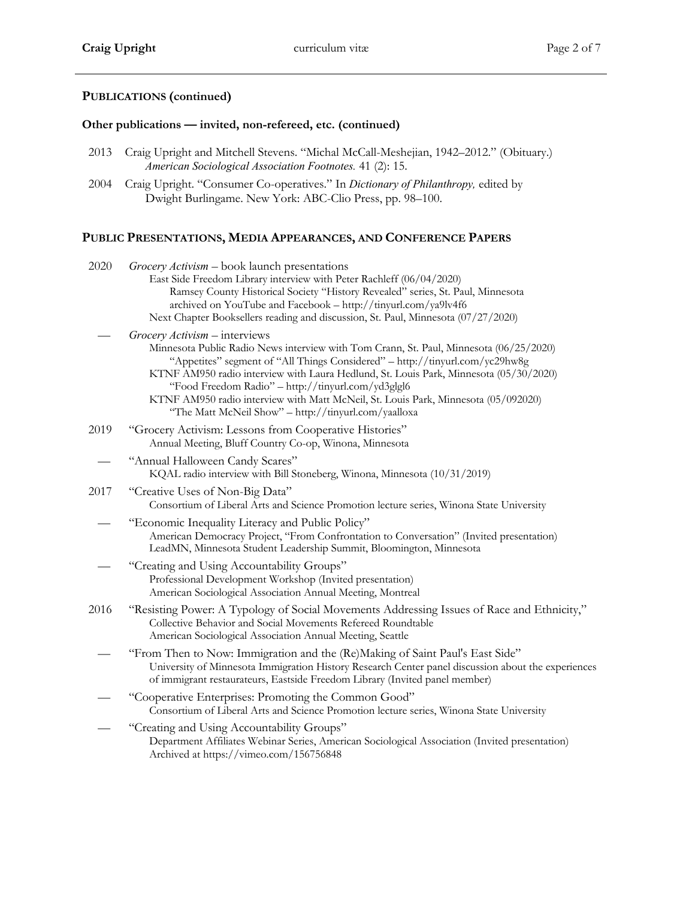## PUBLICATIONS (continued)

### Other publications — invited, non-refereed, etc. (continued)

2013 Craig Upright and Mitchell Stevens. "Michal McCall-Meshejian, 1942–2012." (Obituary.) *American Sociological Association Footnotes.* 41 (2): 15.

2004 Craig Upright. "Consumer Co-operatives." In *Dictionary of Philanthropy,* edited by Dwight Burlingame. New York: ABC-Clio Press, pp. 98–100.

## PUBLIC PRESENTATIONS, MEDIA APPEARANCES, AND CONFERENCE PAPERS

2020 *Grocery Activism* – book launch presentations
East Side Freedom Library interview with Peter Rachleff (06/04/2020)
Ramsey County Historical Society "History Revealed" series, St. Paul, Minnesota
archived on YouTube and Facebook – http://tinyurl.com/ya9lv4f6
Next Chapter Booksellers reading and discussion, St. Paul, Minnesota (07/27/2020)

— *Grocery Activism* – interviews
Minnesota Public Radio News interview with Tom Crann, St. Paul, Minnesota (06/25/2020)
"Appetites" segment of "All Things Considered" – http://tinyurl.com/yc29hw8g
KTNF AM950 radio interview with Laura Hedlund, St. Louis Park, Minnesota (05/30/2020)
"Food Freedom Radio" – http://tinyurl.com/yd3glgl6
KTNF AM950 radio interview with Matt McNeil, St. Louis Park, Minnesota (05/092020)
"The Matt McNeil Show" – http://tinyurl.com/yaalloxa

2019 "Grocery Activism: Lessons from Cooperative Histories"
Annual Meeting, Bluff Country Co-op, Winona, Minnesota

— "Annual Halloween Candy Scares"
KQAL radio interview with Bill Stoneberg, Winona, Minnesota (10/31/2019)

2017 "Creative Uses of Non-Big Data"
Consortium of Liberal Arts and Science Promotion lecture series, Winona State University

— "Economic Inequality Literacy and Public Policy"
American Democracy Project, "From Confrontation to Conversation" (Invited presentation)
LeadMN, Minnesota Student Leadership Summit, Bloomington, Minnesota

— "Creating and Using Accountability Groups"
Professional Development Workshop (Invited presentation)
American Sociological Association Annual Meeting, Montreal

2016 "Resisting Power: A Typology of Social Movements Addressing Issues of Race and Ethnicity,"
Collective Behavior and Social Movements Refereed Roundtable
American Sociological Association Annual Meeting, Seattle

— "From Then to Now: Immigration and the (Re)Making of Saint Paul's East Side"
University of Minnesota Immigration History Research Center panel discussion about the experiences of immigrant restaurateurs, Eastside Freedom Library (Invited panel member)

— "Cooperative Enterprises: Promoting the Common Good"
Consortium of Liberal Arts and Science Promotion lecture series, Winona State University

— "Creating and Using Accountability Groups"
Department Affiliates Webinar Series, American Sociological Association (Invited presentation)
Archived at https://vimeo.com/156756848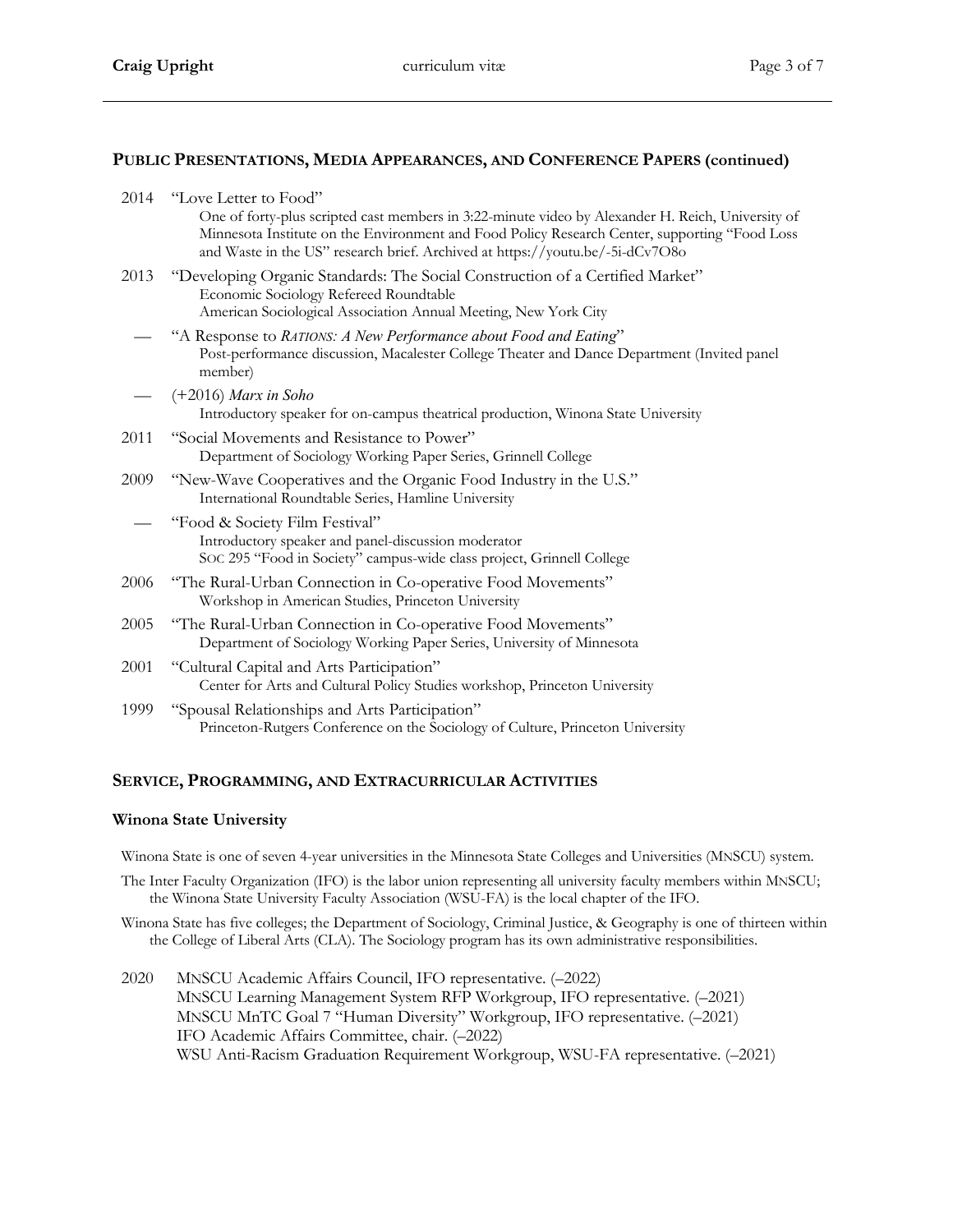## PUBLIC PRESENTATIONS, MEDIA APPEARANCES, AND CONFERENCE PAPERS (continued)

2014 "Love Letter to Food"
One of forty-plus scripted cast members in 3:22-minute video by Alexander H. Reich, University of Minnesota Institute on the Environment and Food Policy Research Center, supporting "Food Loss and Waste in the US" research brief. Archived at https://youtu.be/-5i-dCv7O8o

2013 "Developing Organic Standards: The Social Construction of a Certified Market"
Economic Sociology Refereed Roundtable
American Sociological Association Annual Meeting, New York City

— "A Response to *RATIONS: A New Performance about Food and Eating*"
Post-performance discussion, Macalester College Theater and Dance Department (Invited panel member)

— (+2016) *Marx in Soho*
Introductory speaker for on-campus theatrical production, Winona State University

2011 "Social Movements and Resistance to Power"
Department of Sociology Working Paper Series, Grinnell College

2009 "New-Wave Cooperatives and the Organic Food Industry in the U.S."
International Roundtable Series, Hamline University

— "Food & Society Film Festival"
Introductory speaker and panel-discussion moderator
SOC 295 "Food in Society" campus-wide class project, Grinnell College

2006 "The Rural-Urban Connection in Co-operative Food Movements"
Workshop in American Studies, Princeton University

2005 "The Rural-Urban Connection in Co-operative Food Movements"
Department of Sociology Working Paper Series, University of Minnesota

2001 "Cultural Capital and Arts Participation"
Center for Arts and Cultural Policy Studies workshop, Princeton University

1999 "Spousal Relationships and Arts Participation"
Princeton-Rutgers Conference on the Sociology of Culture, Princeton University

## SERVICE, PROGRAMMING, AND EXTRACURRICULAR ACTIVITIES

### Winona State University

Winona State is one of seven 4-year universities in the Minnesota State Colleges and Universities (MNSCU) system.

The Inter Faculty Organization (IFO) is the labor union representing all university faculty members within MNSCU; the Winona State University Faculty Association (WSU-FA) is the local chapter of the IFO.

Winona State has five colleges; the Department of Sociology, Criminal Justice, & Geography is one of thirteen within the College of Liberal Arts (CLA). The Sociology program has its own administrative responsibilities.

2020 MNSCU Academic Affairs Council, IFO representative. (–2022)
MNSCU Learning Management System RFP Workgroup, IFO representative. (–2021)
MNSCU MnTC Goal 7 "Human Diversity" Workgroup, IFO representative. (–2021)
IFO Academic Affairs Committee, chair. (–2022)
WSU Anti-Racism Graduation Requirement Workgroup, WSU-FA representative. (–2021)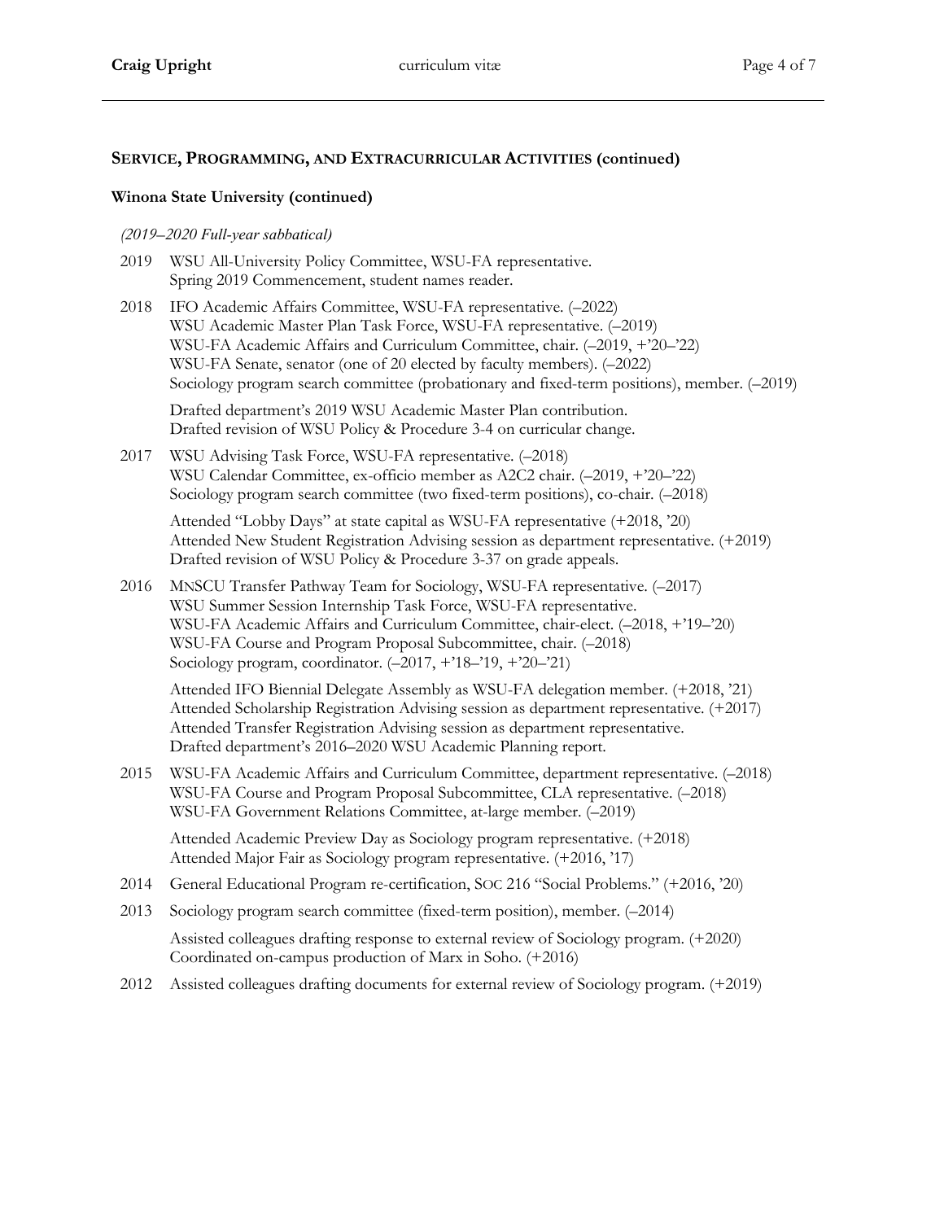## SERVICE, PROGRAMMING, AND EXTRACURRICULAR ACTIVITIES (continued)

### Winona State University (continued)

*(2019–2020 Full-year sabbatical)*

2019 WSU All-University Policy Committee, WSU-FA representative.
Spring 2019 Commencement, student names reader.

2018 IFO Academic Affairs Committee, WSU-FA representative. (–2022)
WSU Academic Master Plan Task Force, WSU-FA representative. (–2019)
WSU-FA Academic Affairs and Curriculum Committee, chair. (–2019, +'20–'22)
WSU-FA Senate, senator (one of 20 elected by faculty members). (–2022)
Sociology program search committee (probationary and fixed-term positions), member. (–2019)

Drafted department's 2019 WSU Academic Master Plan contribution.
Drafted revision of WSU Policy & Procedure 3-4 on curricular change.

2017 WSU Advising Task Force, WSU-FA representative. (–2018)
WSU Calendar Committee, ex-officio member as A2C2 chair. (–2019, +'20–'22)
Sociology program search committee (two fixed-term positions), co-chair. (–2018)

Attended "Lobby Days" at state capital as WSU-FA representative (+2018, '20)
Attended New Student Registration Advising session as department representative. (+2019)
Drafted revision of WSU Policy & Procedure 3-37 on grade appeals.

2016 MNSCU Transfer Pathway Team for Sociology, WSU-FA representative. (–2017)
WSU Summer Session Internship Task Force, WSU-FA representative.
WSU-FA Academic Affairs and Curriculum Committee, chair-elect. (–2018, +'19–'20)
WSU-FA Course and Program Proposal Subcommittee, chair. (–2018)
Sociology program, coordinator. (–2017, +'18–'19, +'20–'21)

Attended IFO Biennial Delegate Assembly as WSU-FA delegation member. (+2018, '21)
Attended Scholarship Registration Advising session as department representative. (+2017)
Attended Transfer Registration Advising session as department representative.
Drafted department's 2016–2020 WSU Academic Planning report.

2015 WSU-FA Academic Affairs and Curriculum Committee, department representative. (–2018)
WSU-FA Course and Program Proposal Subcommittee, CLA representative. (–2018)
WSU-FA Government Relations Committee, at-large member. (–2019)

Attended Academic Preview Day as Sociology program representative. (+2018)
Attended Major Fair as Sociology program representative. (+2016, '17)

2014 General Educational Program re-certification, SOC 216 "Social Problems." (+2016, '20)

2013 Sociology program search committee (fixed-term position), member. (–2014)

Assisted colleagues drafting response to external review of Sociology program. (+2020)
Coordinated on-campus production of Marx in Soho. (+2016)

2012 Assisted colleagues drafting documents for external review of Sociology program. (+2019)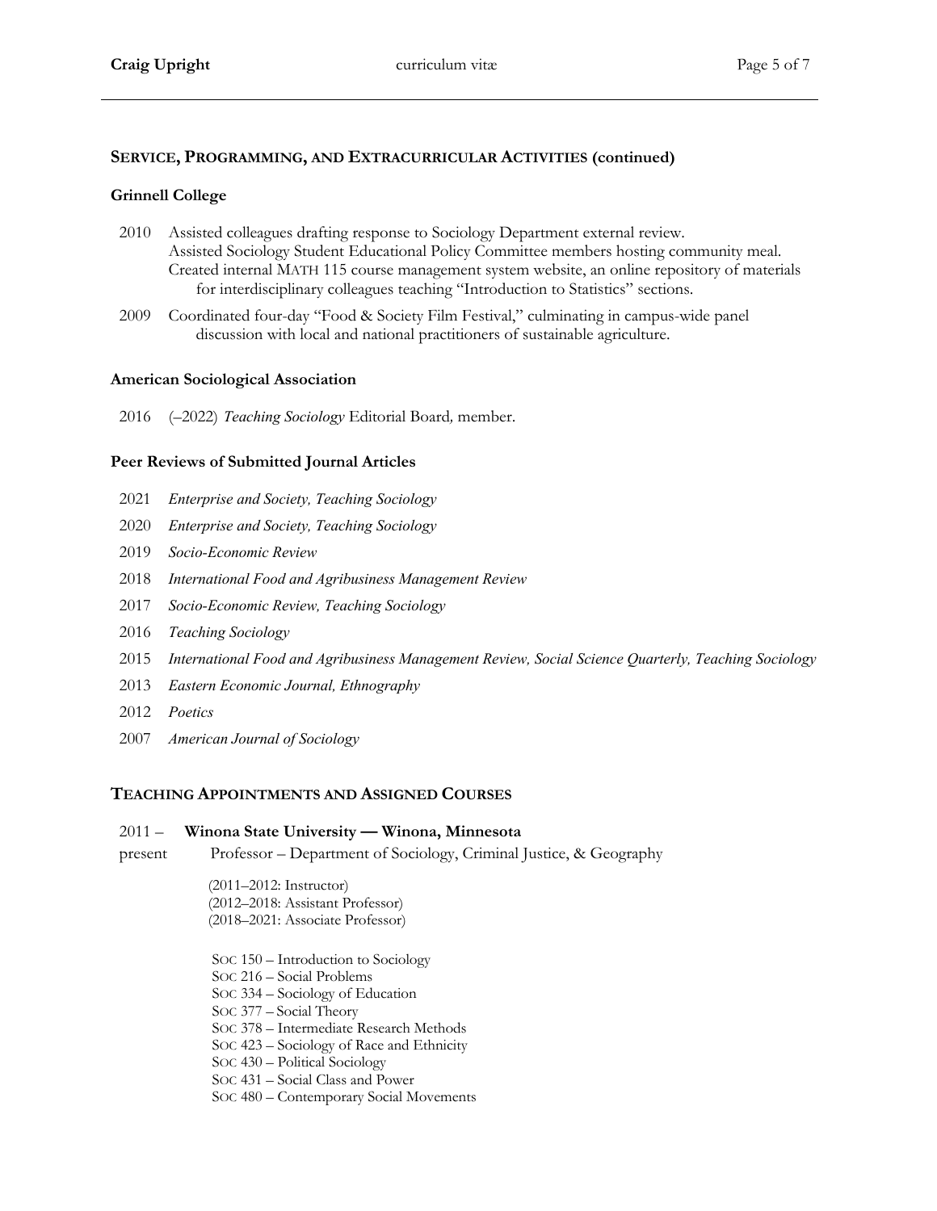## SERVICE, PROGRAMMING, AND EXTRACURRICULAR ACTIVITIES (continued)

### Grinnell College

2010 Assisted colleagues drafting response to Sociology Department external review.
Assisted Sociology Student Educational Policy Committee members hosting community meal.
Created internal MATH 115 course management system website, an online repository of materials for interdisciplinary colleagues teaching "Introduction to Statistics" sections.

2009 Coordinated four-day "Food & Society Film Festival," culminating in campus-wide panel discussion with local and national practitioners of sustainable agriculture.

### American Sociological Association

2016 (–2022) *Teaching Sociology* Editorial Board, member.

### Peer Reviews of Submitted Journal Articles

2021 *Enterprise and Society, Teaching Sociology*

2020 *Enterprise and Society, Teaching Sociology*

2019 *Socio-Economic Review*

2018 *International Food and Agribusiness Management Review*

2017 *Socio-Economic Review, Teaching Sociology*

2016 *Teaching Sociology*

2015 *International Food and Agribusiness Management Review, Social Science Quarterly, Teaching Sociology*

2013 *Eastern Economic Journal, Ethnography*

2012 *Poetics*

2007 *American Journal of Sociology*

## TEACHING APPOINTMENTS AND ASSIGNED COURSES

2011 – present **Winona State University — Winona, Minnesota**
Professor – Department of Sociology, Criminal Justice, & Geography

(2011–2012: Instructor)
(2012–2018: Assistant Professor)
(2018–2021: Associate Professor)

SOC 150 – Introduction to Sociology
SOC 216 – Social Problems
SOC 334 – Sociology of Education
SOC 377 – Social Theory
SOC 378 – Intermediate Research Methods
SOC 423 – Sociology of Race and Ethnicity
SOC 430 – Political Sociology
SOC 431 – Social Class and Power
SOC 480 – Contemporary Social Movements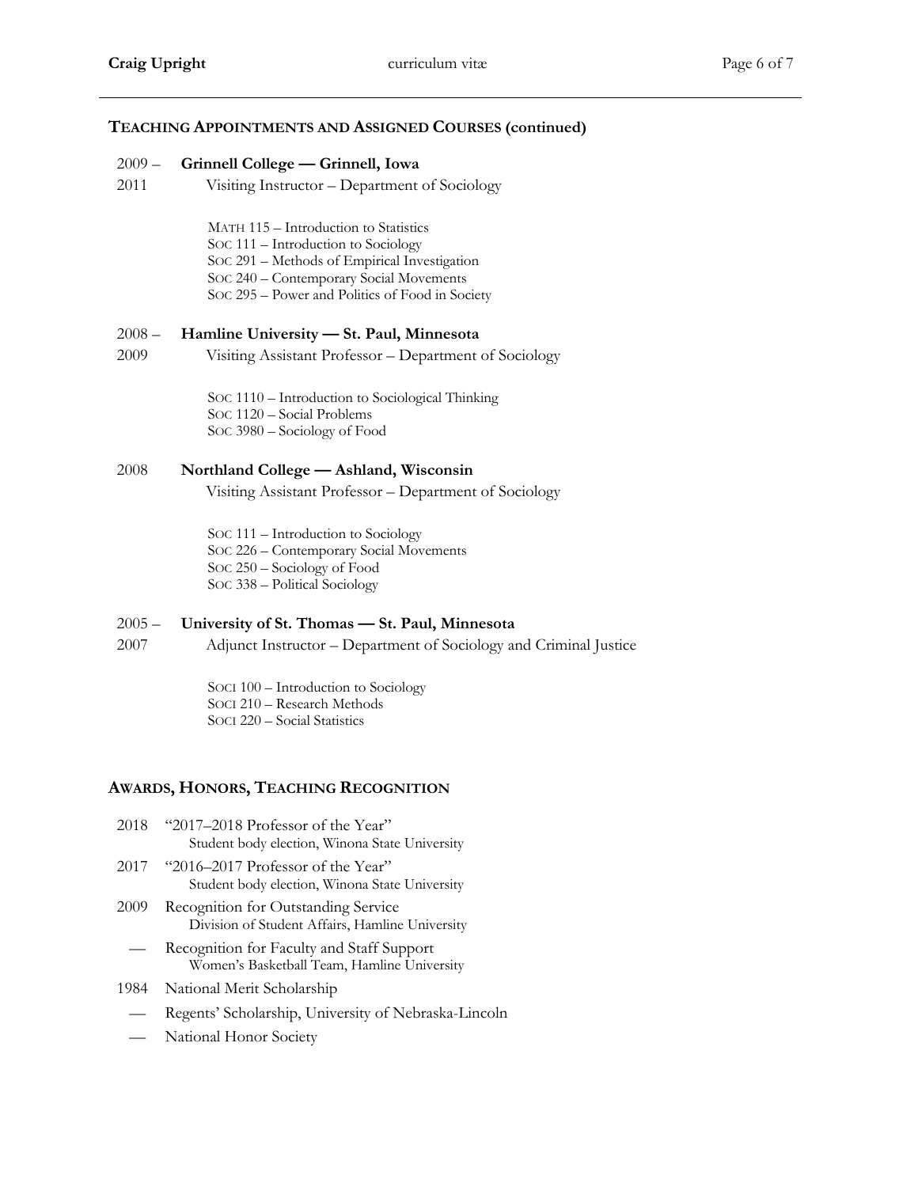## TEACHING APPOINTMENTS AND ASSIGNED COURSES (continued)

**2009 – 2011 Grinnell College — Grinnell, Iowa**
Visiting Instructor – Department of Sociology

- MATH 115 – Introduction to Statistics
- SOC 111 – Introduction to Sociology
- SOC 291 – Methods of Empirical Investigation
- SOC 240 – Contemporary Social Movements
- SOC 295 – Power and Politics of Food in Society

**2008 – 2009 Hamline University — St. Paul, Minnesota**
Visiting Assistant Professor – Department of Sociology

- SOC 1110 – Introduction to Sociological Thinking
- SOC 1120 – Social Problems
- SOC 3980 – Sociology of Food

**2008 Northland College — Ashland, Wisconsin**
Visiting Assistant Professor – Department of Sociology

- SOC 111 – Introduction to Sociology
- SOC 226 – Contemporary Social Movements
- SOC 250 – Sociology of Food
- SOC 338 – Political Sociology

**2005 – 2007 University of St. Thomas — St. Paul, Minnesota**
Adjunct Instructor – Department of Sociology and Criminal Justice

- SOCI 100 – Introduction to Sociology
- SOCI 210 – Research Methods
- SOCI 220 – Social Statistics

## AWARDS, HONORS, TEACHING RECOGNITION

- 2018 "2017–2018 Professor of the Year"
  Student body election, Winona State University
- 2017 "2016–2017 Professor of the Year"
  Student body election, Winona State University
- 2009 Recognition for Outstanding Service
  Division of Student Affairs, Hamline University
- — Recognition for Faculty and Staff Support
  Women's Basketball Team, Hamline University
- 1984 National Merit Scholarship
- — Regents' Scholarship, University of Nebraska-Lincoln
- — National Honor Society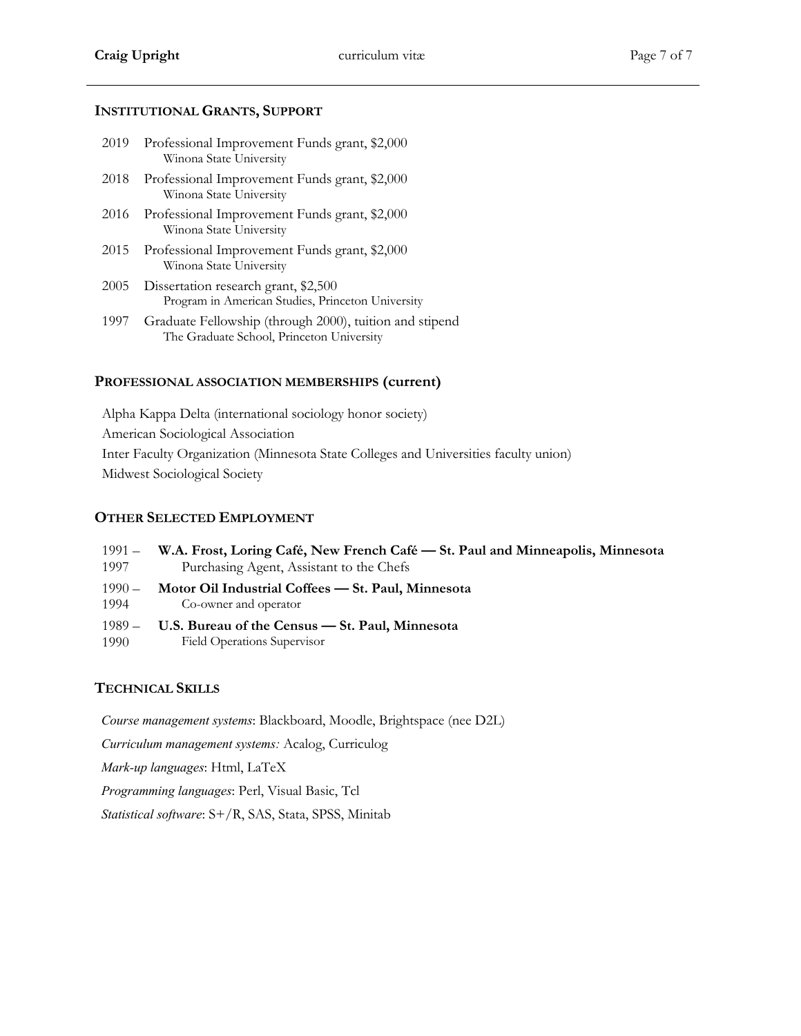## INSTITUTIONAL GRANTS, SUPPORT

2019 Professional Improvement Funds grant, $2,000
Winona State University

2018 Professional Improvement Funds grant, $2,000
Winona State University

2016 Professional Improvement Funds grant, $2,000
Winona State University

2015 Professional Improvement Funds grant, $2,000
Winona State University

2005 Dissertation research grant, $2,500
Program in American Studies, Princeton University

1997 Graduate Fellowship (through 2000), tuition and stipend
The Graduate School, Princeton University

## PROFESSIONAL ASSOCIATION MEMBERSHIPS (current)

Alpha Kappa Delta (international sociology honor society)

American Sociological Association

Inter Faculty Organization (Minnesota State Colleges and Universities faculty union)

Midwest Sociological Society

## OTHER SELECTED EMPLOYMENT

1991 – 1997 **W.A. Frost, Loring Café, New French Café — St. Paul and Minneapolis, Minnesota**
Purchasing Agent, Assistant to the Chefs

1990 – 1994 **Motor Oil Industrial Coffees — St. Paul, Minnesota**
Co-owner and operator

1989 – 1990 **U.S. Bureau of the Census — St. Paul, Minnesota**
Field Operations Supervisor

## TECHNICAL SKILLS

*Course management systems*: Blackboard, Moodle, Brightspace (nee D2L)

*Curriculum management systems:* Acalog, Curriculog

*Mark-up languages*: Html, LaTeX

*Programming languages*: Perl, Visual Basic, Tcl

*Statistical software*: S+/R, SAS, Stata, SPSS, Minitab